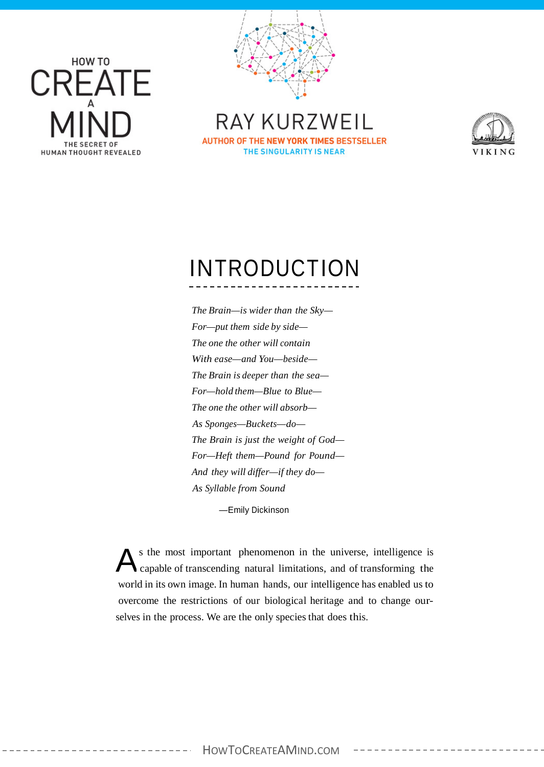HOW TO

# CREATE A MIND

THE SECRET OF HUMAN THOUGHT REVEALED

RAY KURZWEIL

AUTHOR OF THE NEW YORK TIMES BESTSELLER THE SINGULARITY IS NEAR

VIKING

## INTRODUCTION

*The Brain—is wider than the Sky—*
*For—put them side by side—*
*The one the other will contain*
*With ease—and You—beside—*
*The Brain is deeper than the sea—*
*For—hold them—Blue to Blue—*
*The one the other will absorb—*
*As Sponges—Buckets—do—*
*The Brain is just the weight of God—*
*For—Heft them—Pound for Pound—*
*And they will differ—if they do—*
*As Syllable from Sound*

—Emily Dickinson

As the most important phenomenon in the universe, intelligence is capable of transcending natural limitations, and of transforming the world in its own image. In human hands, our intelligence has enabled us to overcome the restrictions of our biological heritage and to change ourselves in the process. We are the only species that does this.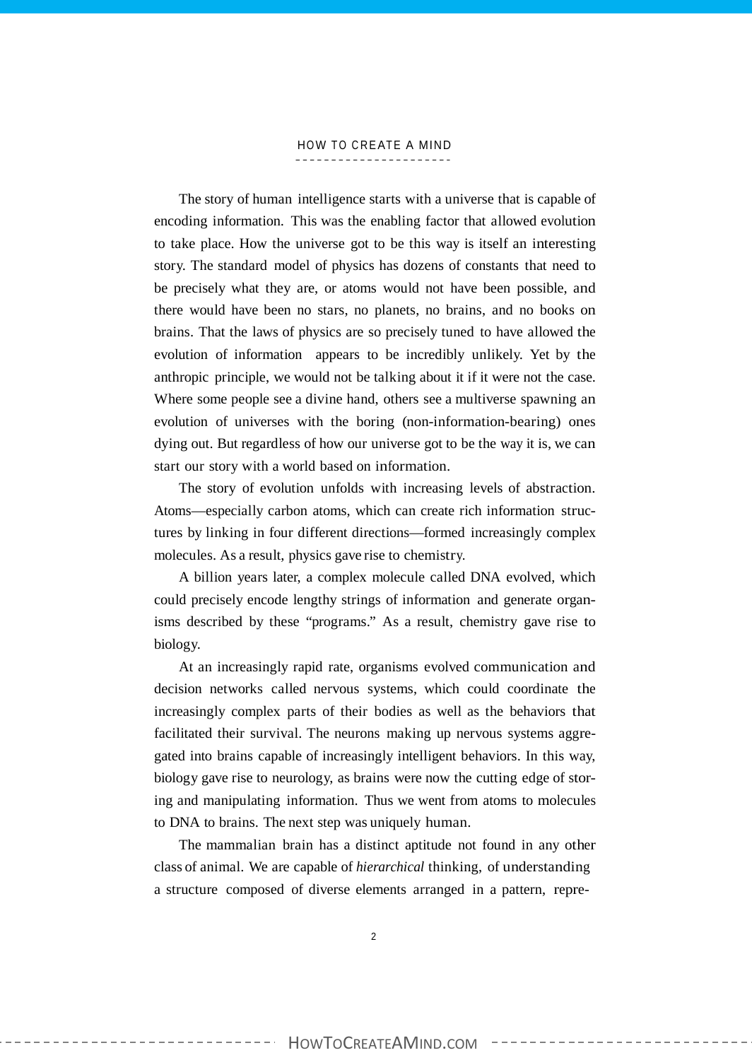The story of human intelligence starts with a universe that is capable of encoding information. This was the enabling factor that allowed evolution to take place. How the universe got to be this way is itself an interesting story. The standard model of physics has dozens of constants that need to be precisely what they are, or atoms would not have been possible, and there would have been no stars, no planets, no brains, and no books on brains. That the laws of physics are so precisely tuned to have allowed the evolution of information appears to be incredibly unlikely. Yet by the anthropic principle, we would not be talking about it if it were not the case. Where some people see a divine hand, others see a multiverse spawning an evolution of universes with the boring (non-information-bearing) ones dying out. But regardless of how our universe got to be the way it is, we can start our story with a world based on information.

The story of evolution unfolds with increasing levels of abstraction. Atoms—especially carbon atoms, which can create rich information structures by linking in four different directions—formed increasingly complex molecules. As a result, physics gave rise to chemistry.

A billion years later, a complex molecule called DNA evolved, which could precisely encode lengthy strings of information and generate organisms described by these "programs." As a result, chemistry gave rise to biology.

At an increasingly rapid rate, organisms evolved communication and decision networks called nervous systems, which could coordinate the increasingly complex parts of their bodies as well as the behaviors that facilitated their survival. The neurons making up nervous systems aggregated into brains capable of increasingly intelligent behaviors. In this way, biology gave rise to neurology, as brains were now the cutting edge of storing and manipulating information. Thus we went from atoms to molecules to DNA to brains. The next step was uniquely human.

The mammalian brain has a distinct aptitude not found in any other class of animal. We are capable of *hierarchical* thinking, of understanding a structure composed of diverse elements arranged in a pattern, repre-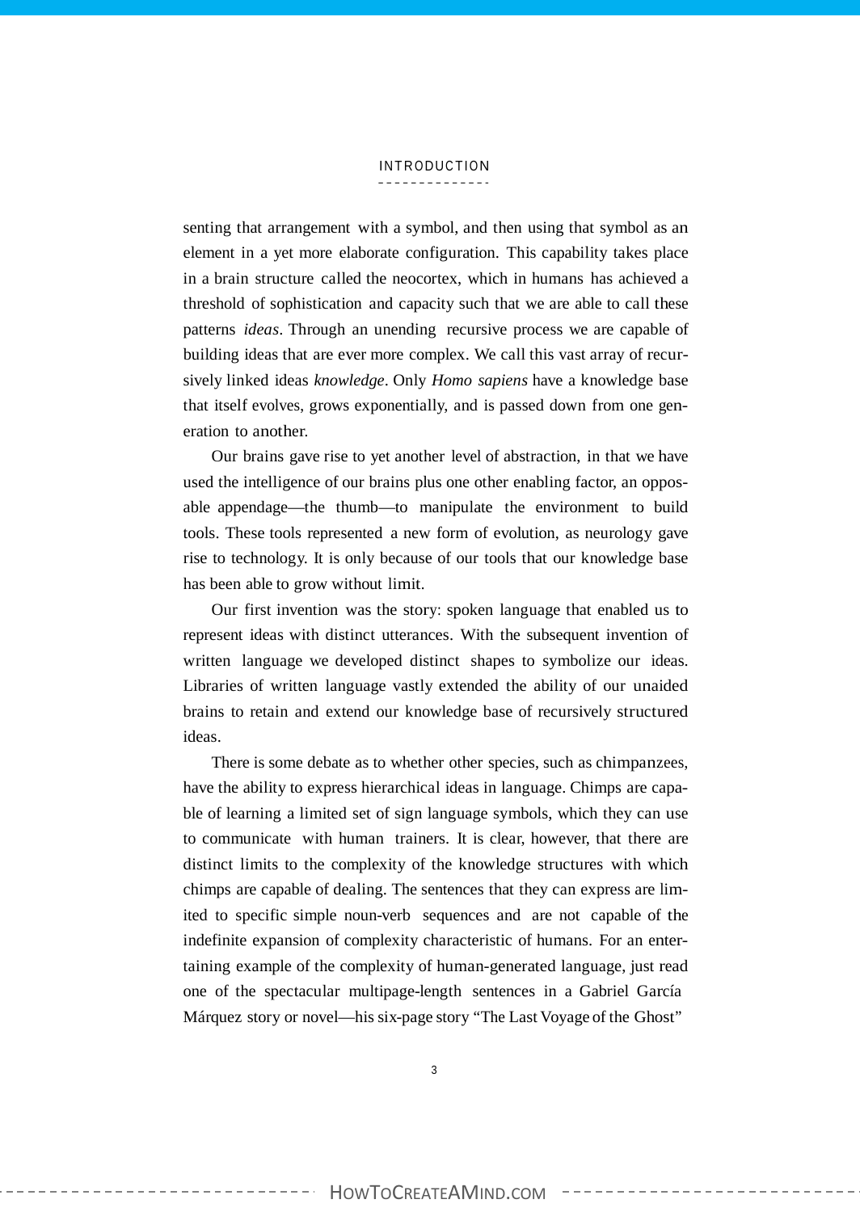senting that arrangement with a symbol, and then using that symbol as an element in a yet more elaborate configuration. This capability takes place in a brain structure called the neocortex, which in humans has achieved a threshold of sophistication and capacity such that we are able to call these patterns *ideas*. Through an unending recursive process we are capable of building ideas that are ever more complex. We call this vast array of recursively linked ideas *knowledge*. Only *Homo sapiens* have a knowledge base that itself evolves, grows exponentially, and is passed down from one generation to another.

Our brains gave rise to yet another level of abstraction, in that we have used the intelligence of our brains plus one other enabling factor, an opposable appendage—the thumb—to manipulate the environment to build tools. These tools represented a new form of evolution, as neurology gave rise to technology. It is only because of our tools that our knowledge base has been able to grow without limit.

Our first invention was the story: spoken language that enabled us to represent ideas with distinct utterances. With the subsequent invention of written language we developed distinct shapes to symbolize our ideas. Libraries of written language vastly extended the ability of our unaided brains to retain and extend our knowledge base of recursively structured ideas.

There is some debate as to whether other species, such as chimpanzees, have the ability to express hierarchical ideas in language. Chimps are capable of learning a limited set of sign language symbols, which they can use to communicate with human trainers. It is clear, however, that there are distinct limits to the complexity of the knowledge structures with which chimps are capable of dealing. The sentences that they can express are limited to specific simple noun-verb sequences and are not capable of the indefinite expansion of complexity characteristic of humans. For an entertaining example of the complexity of human-generated language, just read one of the spectacular multipage-length sentences in a Gabriel García Márquez story or novel—his six-page story "The Last Voyage of the Ghost"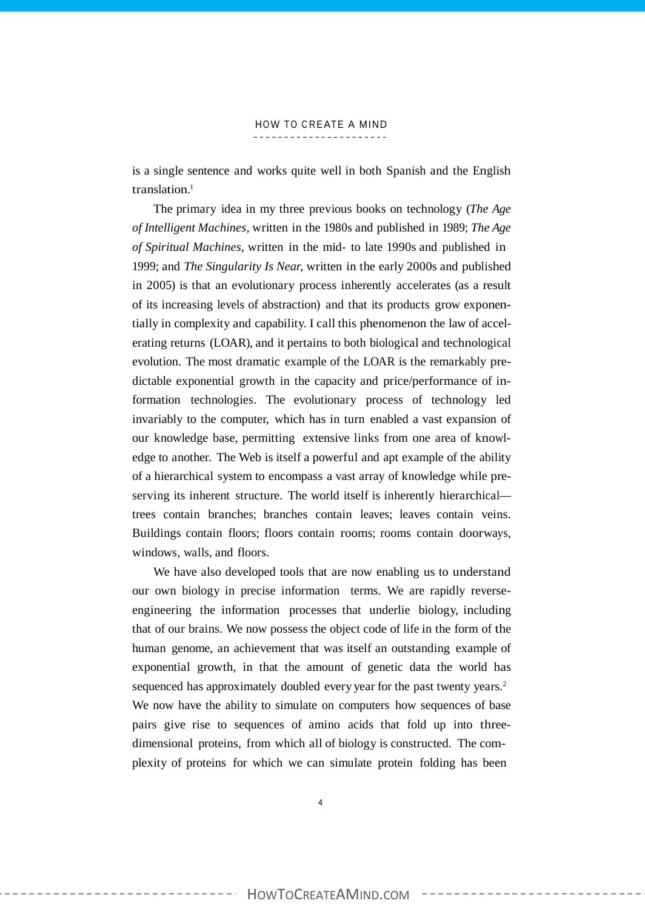is a single sentence and works quite well in both Spanish and the English translation.[1]

The primary idea in my three previous books on technology (*The Age of Intelligent Machines*, written in the 1980s and published in 1989; *The Age of Spiritual Machines*, written in the mid- to late 1990s and published in 1999; and *The Singularity Is Near*, written in the early 2000s and published in 2005) is that an evolutionary process inherently accelerates (as a result of its increasing levels of abstraction) and that its products grow exponentially in complexity and capability. I call this phenomenon the law of accelerating returns (LOAR), and it pertains to both biological and technological evolution. The most dramatic example of the LOAR is the remarkably predictable exponential growth in the capacity and price/performance of information technologies. The evolutionary process of technology led invariably to the computer, which has in turn enabled a vast expansion of our knowledge base, permitting extensive links from one area of knowledge to another. The Web is itself a powerful and apt example of the ability of a hierarchical system to encompass a vast array of knowledge while preserving its inherent structure. The world itself is inherently hierarchical—trees contain branches; branches contain leaves; leaves contain veins. Buildings contain floors; floors contain rooms; rooms contain doorways, windows, walls, and floors.

We have also developed tools that are now enabling us to understand our own biology in precise information terms. We are rapidly reverse-engineering the information processes that underlie biology, including that of our brains. We now possess the object code of life in the form of the human genome, an achievement that was itself an outstanding example of exponential growth, in that the amount of genetic data the world has sequenced has approximately doubled every year for the past twenty years.[2] We now have the ability to simulate on computers how sequences of base pairs give rise to sequences of amino acids that fold up into three-dimensional proteins, from which all of biology is constructed. The complexity of proteins for which we can simulate protein folding has been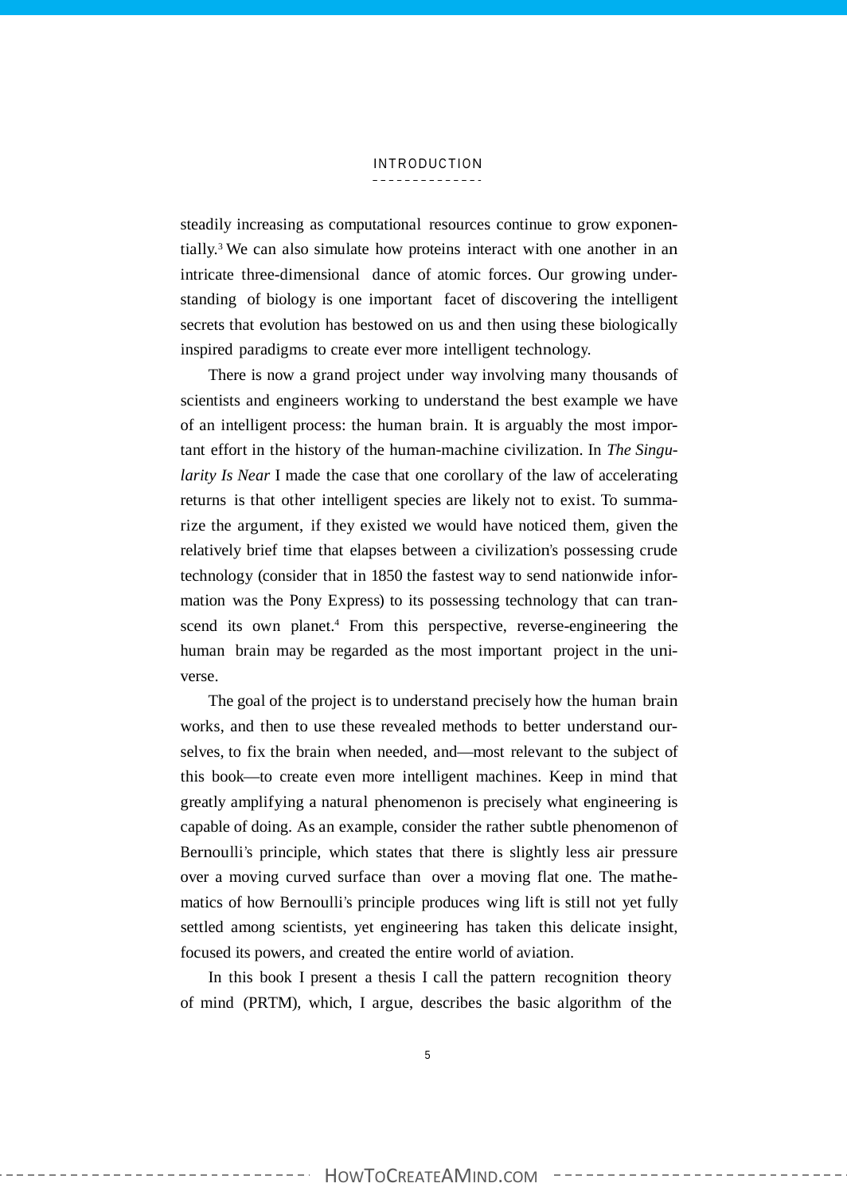steadily increasing as computational resources continue to grow exponentially.[3] We can also simulate how proteins interact with one another in an intricate three-dimensional dance of atomic forces. Our growing understanding of biology is one important facet of discovering the intelligent secrets that evolution has bestowed on us and then using these biologically inspired paradigms to create ever more intelligent technology.

There is now a grand project under way involving many thousands of scientists and engineers working to understand the best example we have of an intelligent process: the human brain. It is arguably the most important effort in the history of the human-machine civilization. In *The Singularity Is Near* I made the case that one corollary of the law of accelerating returns is that other intelligent species are likely not to exist. To summarize the argument, if they existed we would have noticed them, given the relatively brief time that elapses between a civilization's possessing crude technology (consider that in 1850 the fastest way to send nationwide information was the Pony Express) to its possessing technology that can transcend its own planet.[4] From this perspective, reverse-engineering the human brain may be regarded as the most important project in the universe.

The goal of the project is to understand precisely how the human brain works, and then to use these revealed methods to better understand ourselves, to fix the brain when needed, and—most relevant to the subject of this book—to create even more intelligent machines. Keep in mind that greatly amplifying a natural phenomenon is precisely what engineering is capable of doing. As an example, consider the rather subtle phenomenon of Bernoulli's principle, which states that there is slightly less air pressure over a moving curved surface than over a moving flat one. The mathematics of how Bernoulli's principle produces wing lift is still not yet fully settled among scientists, yet engineering has taken this delicate insight, focused its powers, and created the entire world of aviation.

In this book I present a thesis I call the pattern recognition theory of mind (PRTM), which, I argue, describes the basic algorithm of the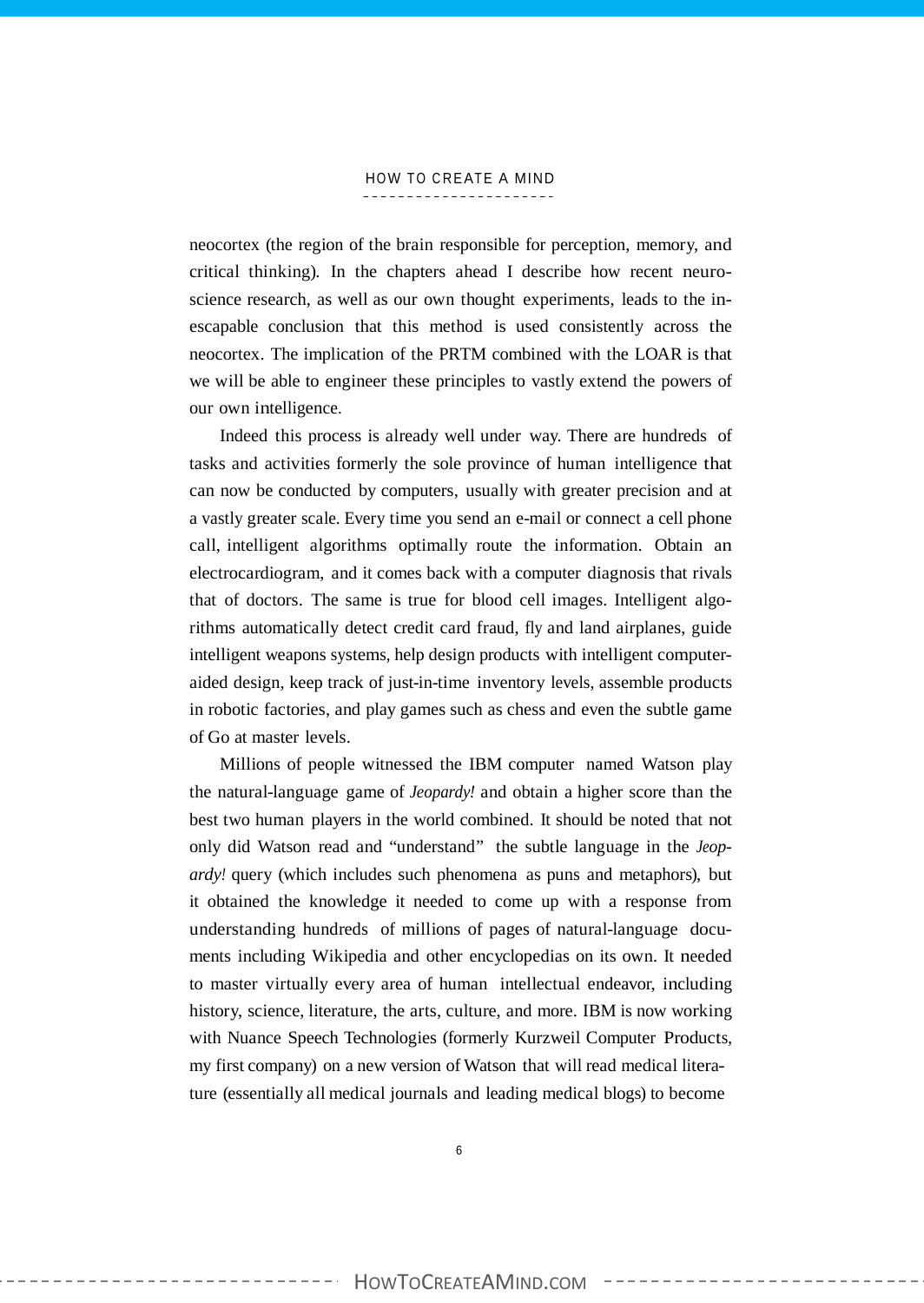neocortex (the region of the brain responsible for perception, memory, and critical thinking). In the chapters ahead I describe how recent neuroscience research, as well as our own thought experiments, leads to the inescapable conclusion that this method is used consistently across the neocortex. The implication of the PRTM combined with the LOAR is that we will be able to engineer these principles to vastly extend the powers of our own intelligence.

Indeed this process is already well under way. There are hundreds of tasks and activities formerly the sole province of human intelligence that can now be conducted by computers, usually with greater precision and at a vastly greater scale. Every time you send an e-mail or connect a cell phone call, intelligent algorithms optimally route the information. Obtain an electrocardiogram, and it comes back with a computer diagnosis that rivals that of doctors. The same is true for blood cell images. Intelligent algorithms automatically detect credit card fraud, fly and land airplanes, guide intelligent weapons systems, help design products with intelligent computer-aided design, keep track of just-in-time inventory levels, assemble products in robotic factories, and play games such as chess and even the subtle game of Go at master levels.

Millions of people witnessed the IBM computer named Watson play the natural-language game of *Jeopardy!* and obtain a higher score than the best two human players in the world combined. It should be noted that not only did Watson read and "understand" the subtle language in the *Jeopardy!* query (which includes such phenomena as puns and metaphors), but it obtained the knowledge it needed to come up with a response from understanding hundreds of millions of pages of natural-language documents including Wikipedia and other encyclopedias on its own. It needed to master virtually every area of human intellectual endeavor, including history, science, literature, the arts, culture, and more. IBM is now working with Nuance Speech Technologies (formerly Kurzweil Computer Products, my first company) on a new version of Watson that will read medical literature (essentially all medical journals and leading medical blogs) to become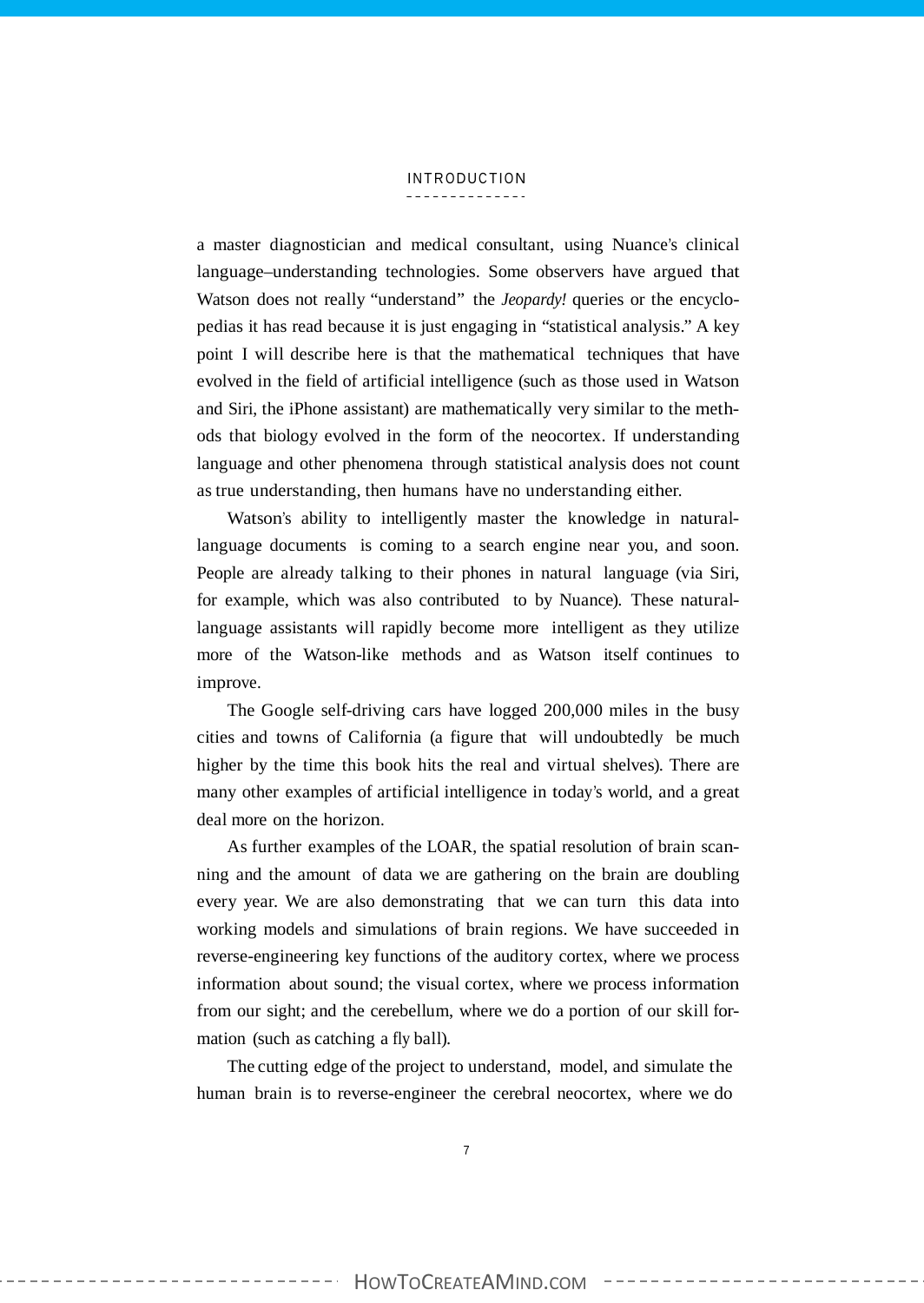a master diagnostician and medical consultant, using Nuance's clinical language–understanding technologies. Some observers have argued that Watson does not really "understand" the *Jeopardy!* queries or the encyclopedias it has read because it is just engaging in "statistical analysis." A key point I will describe here is that the mathematical techniques that have evolved in the field of artificial intelligence (such as those used in Watson and Siri, the iPhone assistant) are mathematically very similar to the methods that biology evolved in the form of the neocortex. If understanding language and other phenomena through statistical analysis does not count as true understanding, then humans have no understanding either.

Watson's ability to intelligently master the knowledge in natural-language documents is coming to a search engine near you, and soon. People are already talking to their phones in natural language (via Siri, for example, which was also contributed to by Nuance). These natural-language assistants will rapidly become more intelligent as they utilize more of the Watson-like methods and as Watson itself continues to improve.

The Google self-driving cars have logged 200,000 miles in the busy cities and towns of California (a figure that will undoubtedly be much higher by the time this book hits the real and virtual shelves). There are many other examples of artificial intelligence in today's world, and a great deal more on the horizon.

As further examples of the LOAR, the spatial resolution of brain scanning and the amount of data we are gathering on the brain are doubling every year. We are also demonstrating that we can turn this data into working models and simulations of brain regions. We have succeeded in reverse-engineering key functions of the auditory cortex, where we process information about sound; the visual cortex, where we process information from our sight; and the cerebellum, where we do a portion of our skill formation (such as catching a fly ball).

The cutting edge of the project to understand, model, and simulate the human brain is to reverse-engineer the cerebral neocortex, where we do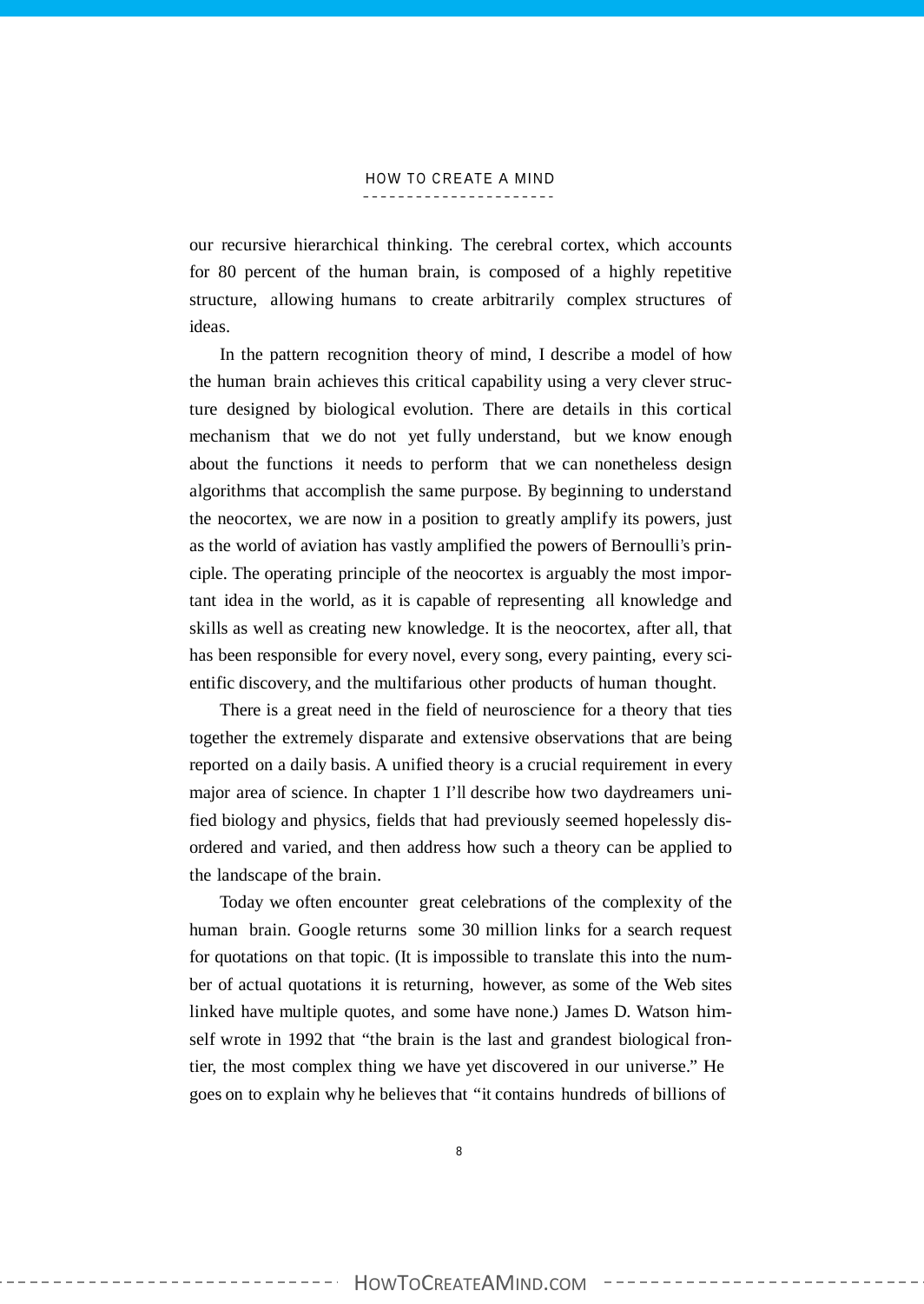our recursive hierarchical thinking. The cerebral cortex, which accounts for 80 percent of the human brain, is composed of a highly repetitive structure, allowing humans to create arbitrarily complex structures of ideas.

In the pattern recognition theory of mind, I describe a model of how the human brain achieves this critical capability using a very clever structure designed by biological evolution. There are details in this cortical mechanism that we do not yet fully understand, but we know enough about the functions it needs to perform that we can nonetheless design algorithms that accomplish the same purpose. By beginning to understand the neocortex, we are now in a position to greatly amplify its powers, just as the world of aviation has vastly amplified the powers of Bernoulli's principle. The operating principle of the neocortex is arguably the most important idea in the world, as it is capable of representing all knowledge and skills as well as creating new knowledge. It is the neocortex, after all, that has been responsible for every novel, every song, every painting, every scientific discovery, and the multifarious other products of human thought.

There is a great need in the field of neuroscience for a theory that ties together the extremely disparate and extensive observations that are being reported on a daily basis. A unified theory is a crucial requirement in every major area of science. In chapter 1 I'll describe how two daydreamers unified biology and physics, fields that had previously seemed hopelessly disordered and varied, and then address how such a theory can be applied to the landscape of the brain.

Today we often encounter great celebrations of the complexity of the human brain. Google returns some 30 million links for a search request for quotations on that topic. (It is impossible to translate this into the number of actual quotations it is returning, however, as some of the Web sites linked have multiple quotes, and some have none.) James D. Watson himself wrote in 1992 that "the brain is the last and grandest biological frontier, the most complex thing we have yet discovered in our universe." He goes on to explain why he believes that "it contains hundreds of billions of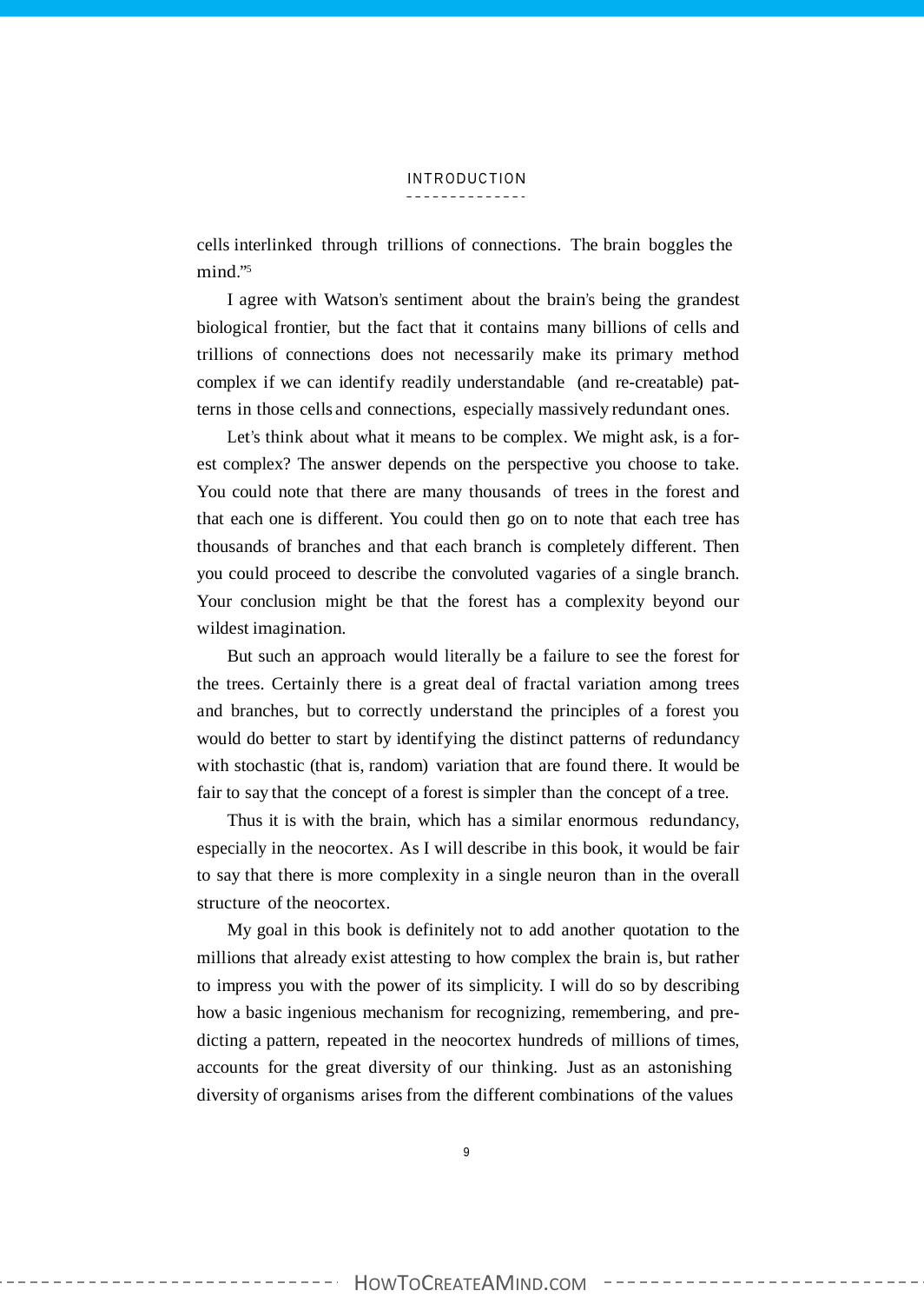cells interlinked through trillions of connections. The brain boggles the mind."[5]

I agree with Watson's sentiment about the brain's being the grandest biological frontier, but the fact that it contains many billions of cells and trillions of connections does not necessarily make its primary method complex if we can identify readily understandable (and re-creatable) patterns in those cells and connections, especially massively redundant ones.

Let's think about what it means to be complex. We might ask, is a forest complex? The answer depends on the perspective you choose to take. You could note that there are many thousands of trees in the forest and that each one is different. You could then go on to note that each tree has thousands of branches and that each branch is completely different. Then you could proceed to describe the convoluted vagaries of a single branch. Your conclusion might be that the forest has a complexity beyond our wildest imagination.

But such an approach would literally be a failure to see the forest for the trees. Certainly there is a great deal of fractal variation among trees and branches, but to correctly understand the principles of a forest you would do better to start by identifying the distinct patterns of redundancy with stochastic (that is, random) variation that are found there. It would be fair to say that the concept of a forest is simpler than the concept of a tree.

Thus it is with the brain, which has a similar enormous redundancy, especially in the neocortex. As I will describe in this book, it would be fair to say that there is more complexity in a single neuron than in the overall structure of the neocortex.

My goal in this book is definitely not to add another quotation to the millions that already exist attesting to how complex the brain is, but rather to impress you with the power of its simplicity. I will do so by describing how a basic ingenious mechanism for recognizing, remembering, and predicting a pattern, repeated in the neocortex hundreds of millions of times, accounts for the great diversity of our thinking. Just as an astonishing diversity of organisms arises from the different combinations of the values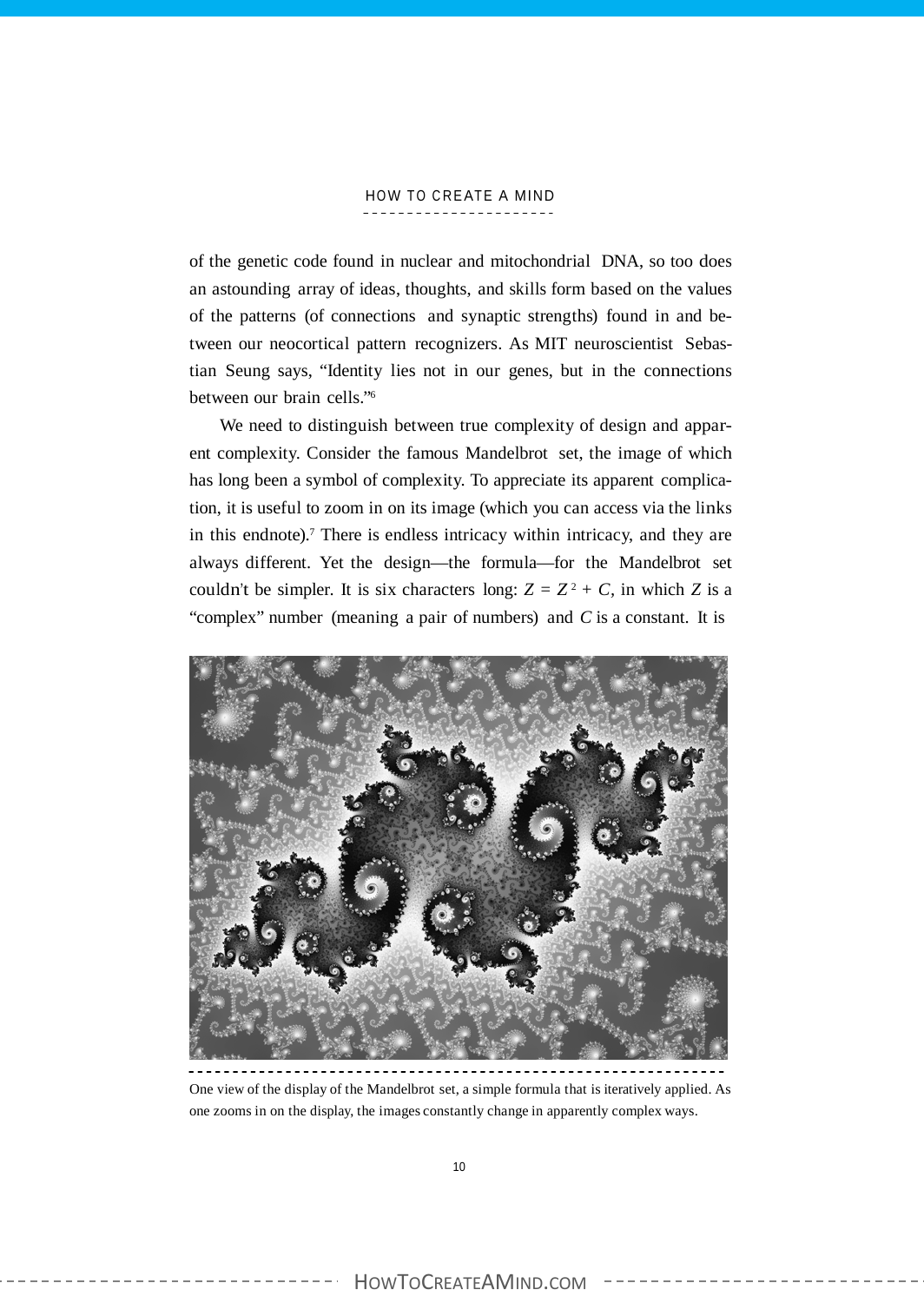of the genetic code found in nuclear and mitochondrial DNA, so too does an astounding array of ideas, thoughts, and skills form based on the values of the patterns (of connections and synaptic strengths) found in and between our neocortical pattern recognizers. As MIT neuroscientist Sebastian Seung says, "Identity lies not in our genes, but in the connections between our brain cells."[6]

We need to distinguish between true complexity of design and apparent complexity. Consider the famous Mandelbrot set, the image of which has long been a symbol of complexity. To appreciate its apparent complication, it is useful to zoom in on its image (which you can access via the links in this endnote).[7] There is endless intricacy within intricacy, and they are always different. Yet the design—the formula—for the Mandelbrot set couldn't be simpler. It is six characters long: $Z = Z^2 + C$, in which $Z$ is a "complex" number (meaning a pair of numbers) and $C$ is a constant. It is

One view of the display of the Mandelbrot set, a simple formula that is iteratively applied. As one zooms in on the display, the images constantly change in apparently complex ways.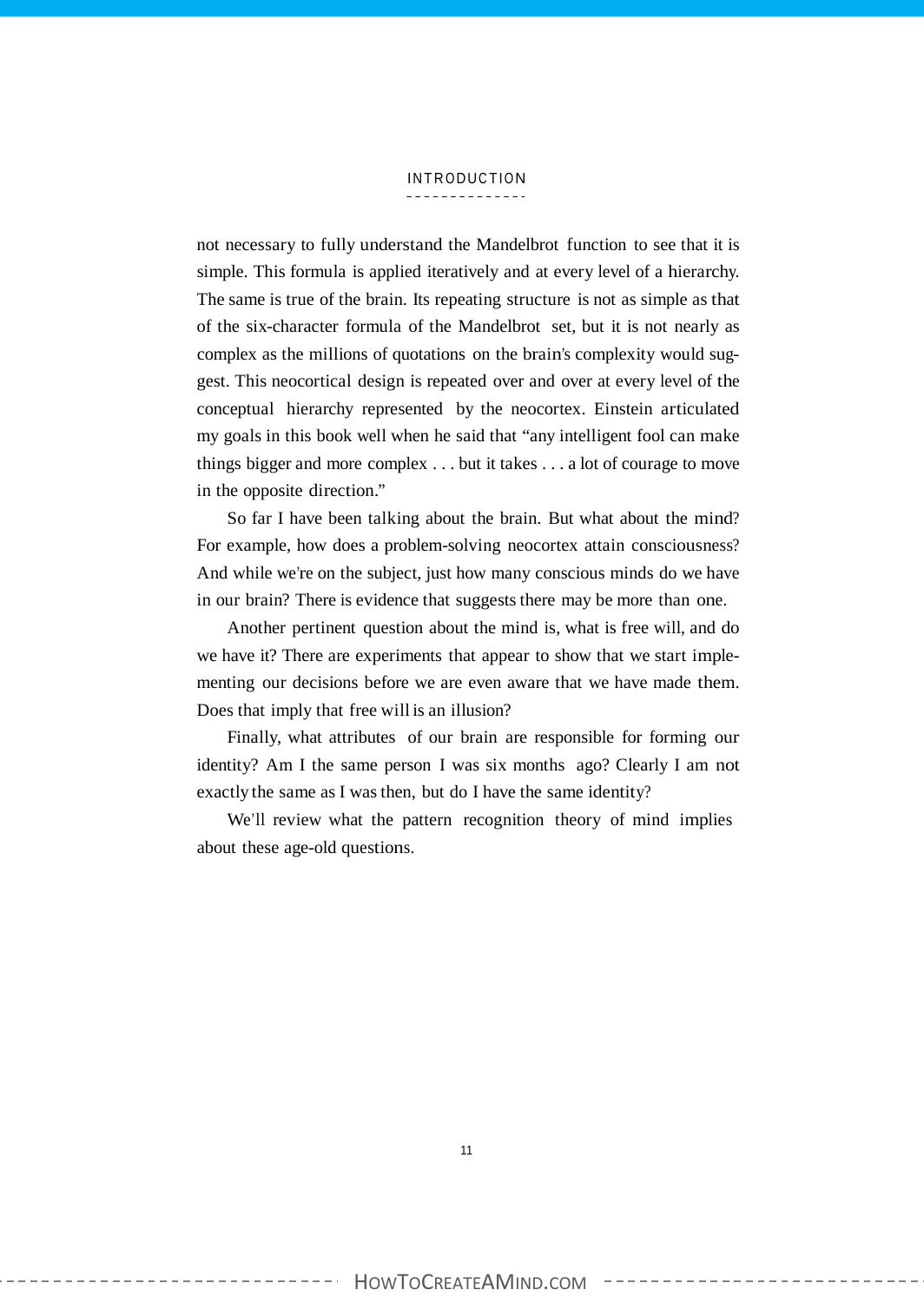not necessary to fully understand the Mandelbrot function to see that it is simple. This formula is applied iteratively and at every level of a hierarchy. The same is true of the brain. Its repeating structure is not as simple as that of the six-character formula of the Mandelbrot set, but it is not nearly as complex as the millions of quotations on the brain's complexity would suggest. This neocortical design is repeated over and over at every level of the conceptual hierarchy represented by the neocortex. Einstein articulated my goals in this book well when he said that "any intelligent fool can make things bigger and more complex . . . but it takes . . . a lot of courage to move in the opposite direction."

So far I have been talking about the brain. But what about the mind? For example, how does a problem-solving neocortex attain consciousness? And while we're on the subject, just how many conscious minds do we have in our brain? There is evidence that suggests there may be more than one.

Another pertinent question about the mind is, what is free will, and do we have it? There are experiments that appear to show that we start implementing our decisions before we are even aware that we have made them. Does that imply that free will is an illusion?

Finally, what attributes of our brain are responsible for forming our identity? Am I the same person I was six months ago? Clearly I am not exactly the same as I was then, but do I have the same identity?

We'll review what the pattern recognition theory of mind implies about these age-old questions.